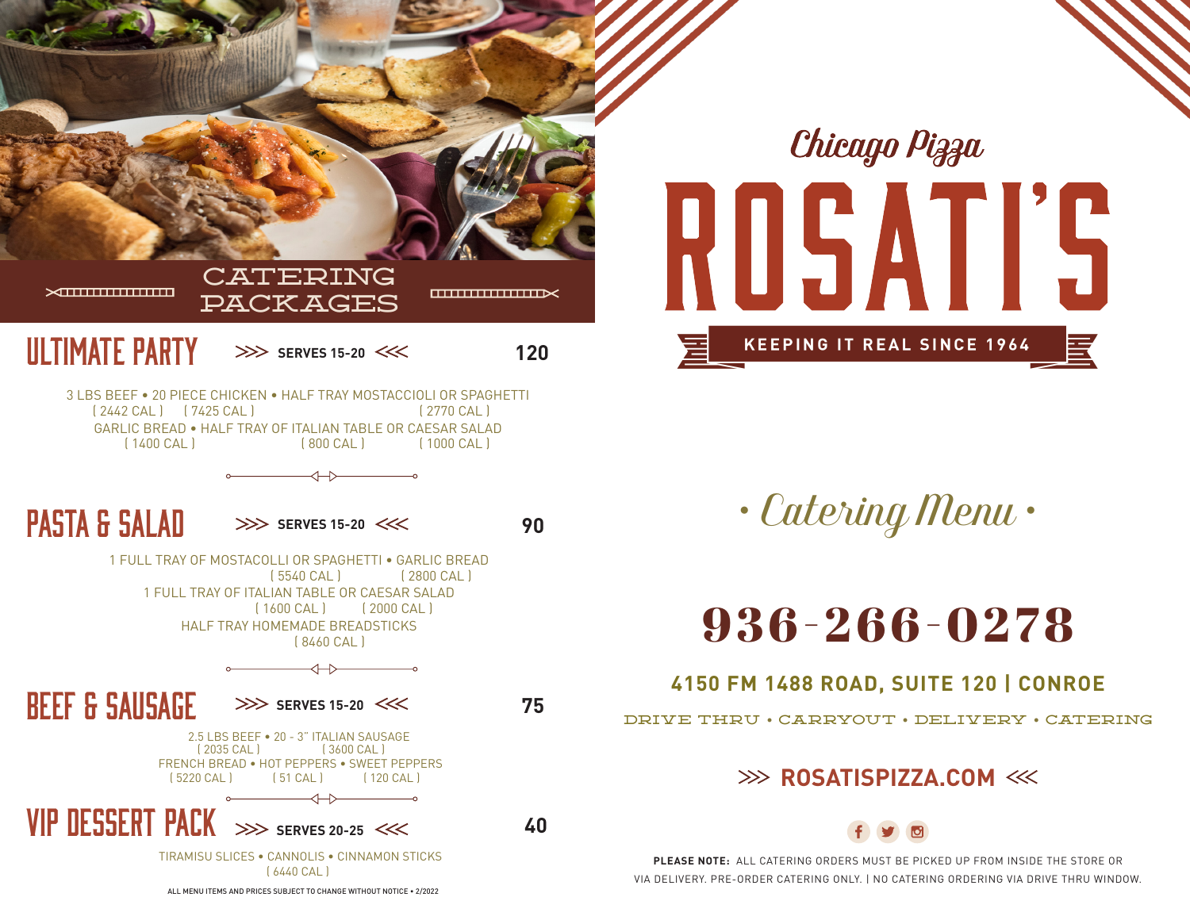## CATERING PACKAGES

### ULTIMATE PARTY — SERVES 15-20 — 120

3 LBS BEEF • 20 PIECE CHICKEN • HALF TRAY MOSTACCIOLI OR SPAGHETTI
( 2442 CAL ) ( 7425 CAL ) ( 2770 CAL )
GARLIC BREAD • HALF TRAY OF ITALIAN TABLE OR CAESAR SALAD
( 1400 CAL ) ( 800 CAL ) ( 1000 CAL )

### PASTA & SALAD — SERVES 15-20 — 90

1 FULL TRAY OF MOSTACOLLI OR SPAGHETTI • GARLIC BREAD
( 5540 CAL ) ( 2800 CAL )
1 FULL TRAY OF ITALIAN TABLE OR CAESAR SALAD
( 1600 CAL ) ( 2000 CAL )
HALF TRAY HOMEMADE BREADSTICKS
( 8460 CAL )

### BEEF & SAUSAGE — SERVES 15-20 — 75

2.5 LBS BEEF • 20 - 3" ITALIAN SAUSAGE
( 2035 CAL ) ( 3600 CAL )
FRENCH BREAD • HOT PEPPERS • SWEET PEPPERS
( 5220 CAL ) ( 51 CAL ) ( 120 CAL )

### VIP DESSERT PACK — SERVES 20-25 — 40

TIRAMISU SLICES • CANNOLIS • CINNAMON STICKS
( 6440 CAL )

ALL MENU ITEMS AND PRICES SUBJECT TO CHANGE WITHOUT NOTICE • 2/2022

*Chicago Pizza*

# ROSATI'S

**KEEPING IT REAL SINCE 1964**

*• Catering Menu •*

# 936-266-0278

**4150 FM 1488 ROAD, SUITE 120 | CONROE**

DRIVE THRU • CARRYOUT • DELIVERY • CATERING

**>>> ROSATISPIZZA.COM <<<**

**PLEASE NOTE:** ALL CATERING ORDERS MUST BE PICKED UP FROM INSIDE THE STORE OR VIA DELIVERY. PRE-ORDER CATERING ONLY. | NO CATERING ORDERING VIA DRIVE THRU WINDOW.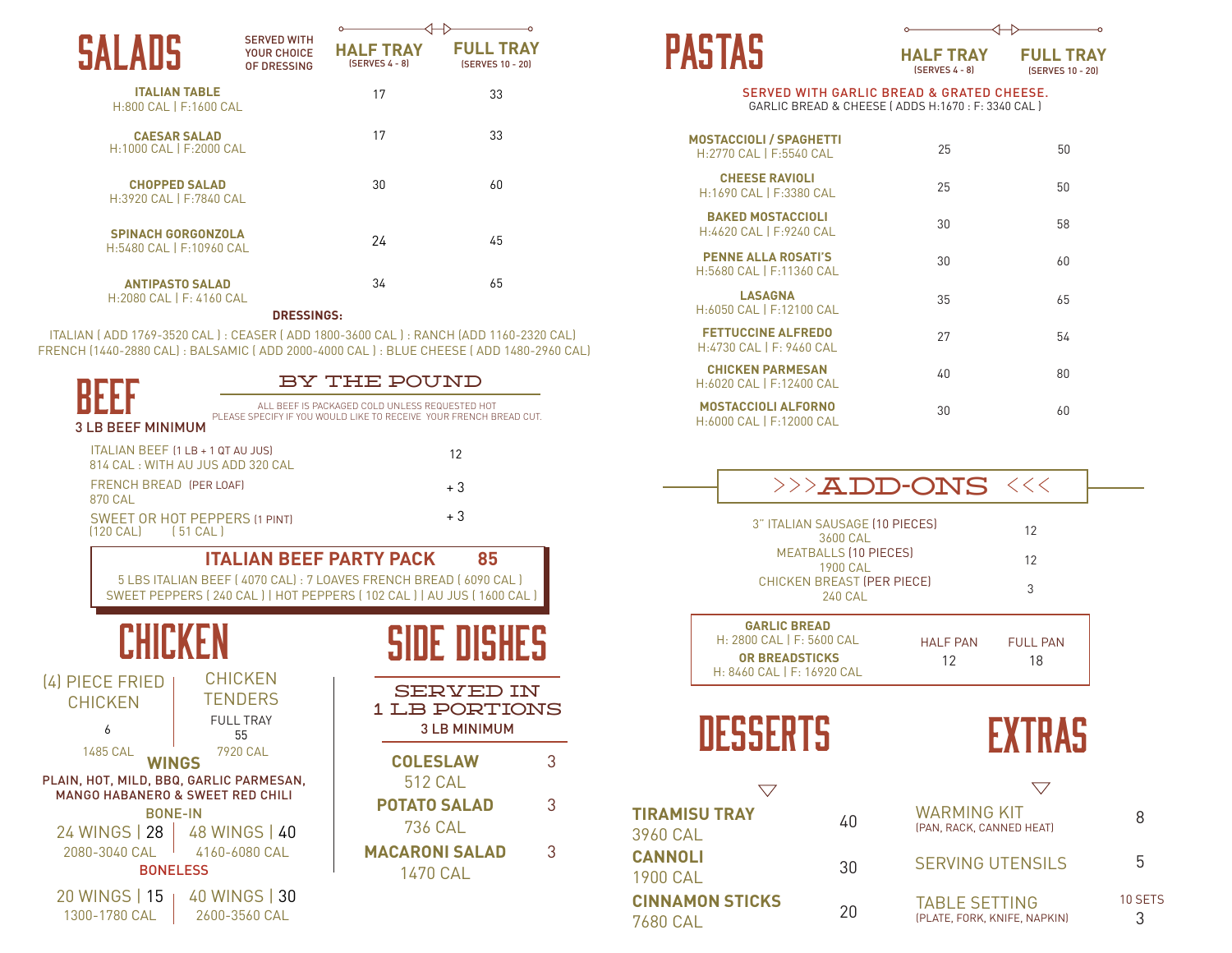# SALADS

| SERVED WITH YOUR CHOICE OF DRESSING | HALF TRAY (SERVES 4 - 8) | FULL TRAY (SERVES 10 - 20) |
|---|---|---|
| **ITALIAN TABLE** H:800 CAL \| F:1600 CAL | 17 | 33 |
| **CAESAR SALAD** H:1000 CAL \| F:2000 CAL | 17 | 33 |
| **CHOPPED SALAD** H:3920 CAL \| F:7840 CAL | 30 | 60 |
| **SPINACH GORGONZOLA** H:5480 CAL \| F:10960 CAL | 24 | 45 |
| **ANTIPASTO SALAD** H:2080 CAL \| F: 4160 CAL | 34 | 65 |

**DRESSINGS:**

ITALIAN ( ADD 1769-3520 CAL ) : CEASER ( ADD 1800-3600 CAL ) : RANCH (ADD 1160-2320 CAL) FRENCH (1440-2880 CAL) : BALSAMIC ( ADD 2000-4000 CAL ) : BLUE CHEESE ( ADD 1480-2960 CAL)

# BEEF

3 LB BEEF MINIMUM

## BY THE POUND

ALL BEEF IS PACKAGED COLD UNLESS REQUESTED HOT
PLEASE SPECIFY IF YOU WOULD LIKE TO RECEIVE YOUR FRENCH BREAD CUT.

| | |
|---|---|
| ITALIAN BEEF (1 LB + 1 QT AU JUS) 814 CAL : WITH AU JUS ADD 320 CAL | 12 |
| FRENCH BREAD (PER LOAF) 870 CAL | + 3 |
| SWEET OR HOT PEPPERS (1 PINT) (120 CAL) ( 51 CAL ) | + 3 |

**ITALIAN BEEF PARTY PACK 85**

5 LBS ITALIAN BEEF ( 4070 CAL ) : 7 LOAVES FRENCH BREAD ( 6090 CAL ) SWEET PEPPERS ( 240 CAL ) | HOT PEPPERS ( 102 CAL ) | AU JUS ( 1600 CAL )

# CHICKEN

(4) PIECE FRIED CHICKEN
6
1485 CAL

CHICKEN TENDERS
FULL TRAY
55
7920 CAL

## WINGS

PLAIN, HOT, MILD, BBQ, GARLIC PARMESAN, MANGO HABANERO & SWEET RED CHILI

**BONE-IN**

24 WINGS | 28 — 2080-3040 CAL
48 WINGS | 40 — 4160-6080 CAL

**BONELESS**

20 WINGS | 15 — 1300-1780 CAL
40 WINGS | 30 — 2600-3560 CAL

# SIDE DISHES

SERVED IN 1 LB PORTIONS
3 LB MINIMUM

| | |
|---|---|
| **COLESLAW** 512 CAL | 3 |
| **POTATO SALAD** 736 CAL | 3 |
| **MACARONI SALAD** 1470 CAL | 3 |

# PASTAS

SERVED WITH GARLIC BREAD & GRATED CHEESE.
GARLIC BREAD & CHEESE ( ADDS H:1670 : F: 3340 CAL )

| | HALF TRAY (SERVES 4 - 8) | FULL TRAY (SERVES 10 - 20) |
|---|---|---|
| **MOSTACCIOLI / SPAGHETTI** H:2770 CAL \| F:5540 CAL | 25 | 50 |
| **CHEESE RAVIOLI** H:1690 CAL \| F:3380 CAL | 25 | 50 |
| **BAKED MOSTACCIOLI** H:4620 CAL \| F:9240 CAL | 30 | 58 |
| **PENNE ALLA ROSATI'S** H:5680 CAL \| F:11360 CAL | 30 | 60 |
| **LASAGNA** H:6050 CAL \| F:12100 CAL | 35 | 65 |
| **FETTUCCINE ALFREDO** H:4730 CAL \| F: 9460 CAL | 27 | 54 |
| **CHICKEN PARMESAN** H:6020 CAL \| F:12400 CAL | 40 | 80 |
| **MOSTACCIOLI ALFORNO** H:6000 CAL \| F:12000 CAL | 30 | 60 |

# >>>ADD-ONS <<<

| | |
|---|---|
| 3" ITALIAN SAUSAGE (10 PIECES) 3600 CAL | 12 |
| MEATBALLS (10 PIECES) 1900 CAL | 12 |
| CHICKEN BREAST (PER PIECE) 240 CAL | 3 |

| | HALF PAN | FULL PAN |
|---|---|---|
| **GARLIC BREAD** H: 2800 CAL \| F: 5600 CAL **OR BREADSTICKS** H: 8460 CAL \| F: 16920 CAL | 12 | 18 |

# DESSERTS

| | |
|---|---|
| **TIRAMISU TRAY** 3960 CAL | 40 |
| **CANNOLI** 1900 CAL | 30 |
| **CINNAMON STICKS** 7680 CAL | 20 |

# EXTRAS

| | |
|---|---|
| WARMING KIT (PAN, RACK, CANNED HEAT) | 8 |
| SERVING UTENSILS | 5 |
| TABLE SETTING (PLATE, FORK, KNIFE, NAPKIN) | 10 SETS 3 |